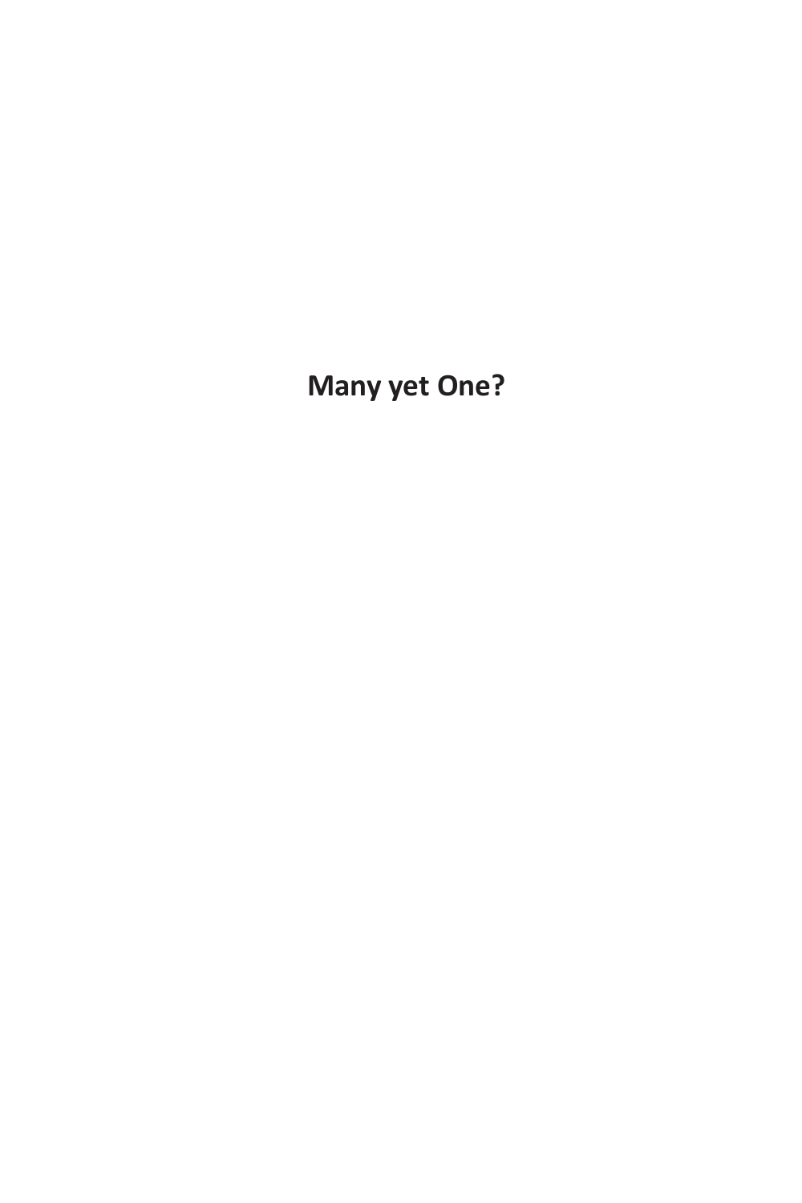# Many yet One?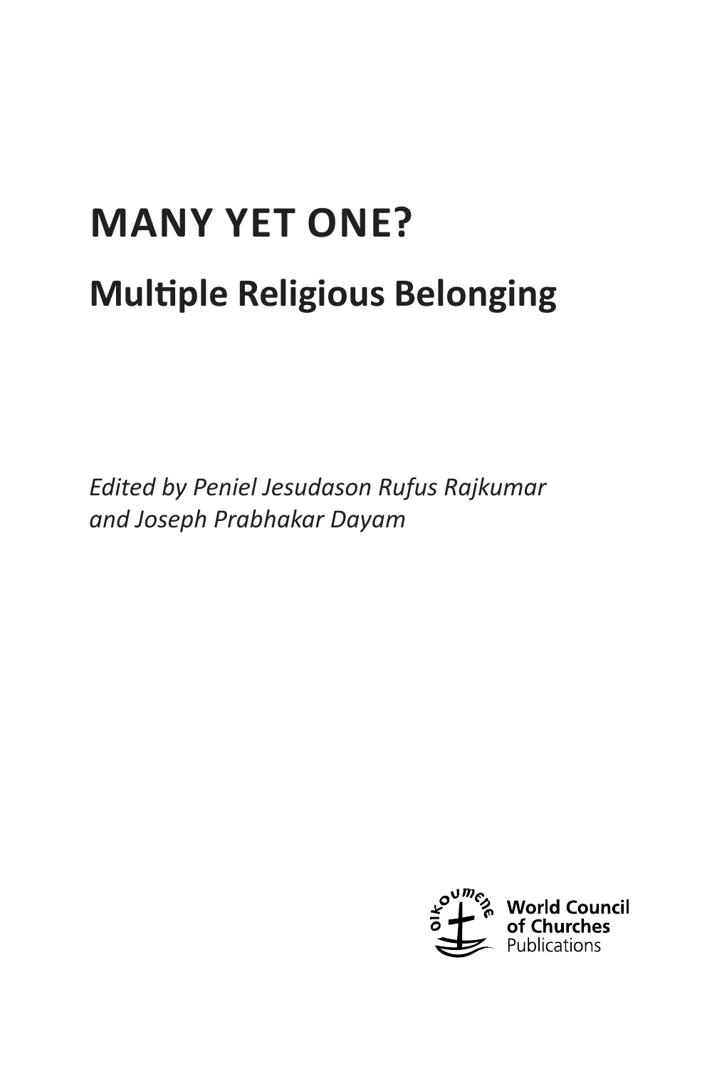# MANY YET ONE?

## Multiple Religious Belonging

*Edited by Peniel Jesudason Rufus Rajkumar and Joseph Prabhakar Dayam*

**World Council of Churches**
Publications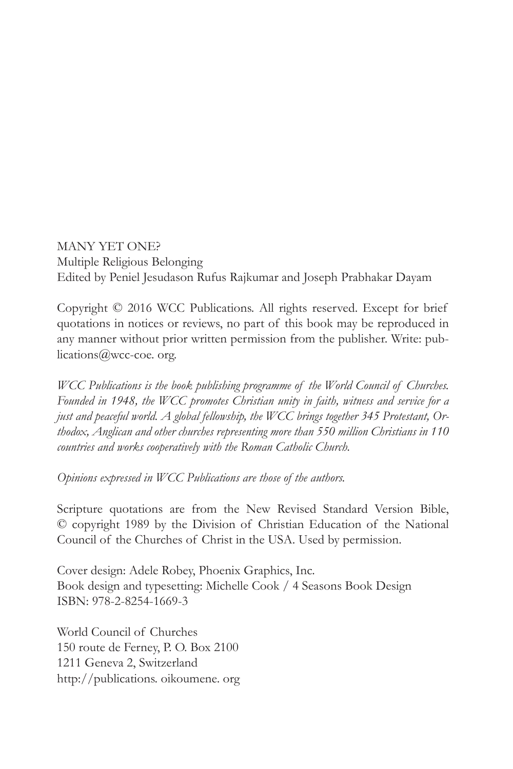MANY YET ONE?
Multiple Religious Belonging
Edited by Peniel Jesudason Rufus Rajkumar and Joseph Prabhakar Dayam

Copyright © 2016 WCC Publications. All rights reserved. Except for brief quotations in notices or reviews, no part of this book may be reproduced in any manner without prior written permission from the publisher. Write: publications@wcc-coe. org.

*WCC Publications is the book publishing programme of the World Council of Churches. Founded in 1948, the WCC promotes Christian unity in faith, witness and service for a just and peaceful world. A global fellowship, the WCC brings together 345 Protestant, Orthodox, Anglican and other churches representing more than 550 million Christians in 110 countries and works cooperatively with the Roman Catholic Church.*

*Opinions expressed in WCC Publications are those of the authors.*

Scripture quotations are from the New Revised Standard Version Bible, © copyright 1989 by the Division of Christian Education of the National Council of the Churches of Christ in the USA. Used by permission.

Cover design: Adele Robey, Phoenix Graphics, Inc.
Book design and typesetting: Michelle Cook / 4 Seasons Book Design
ISBN: 978-2-8254-1669-3

World Council of Churches
150 route de Ferney, P. O. Box 2100
1211 Geneva 2, Switzerland
http://publications. oikoumene. org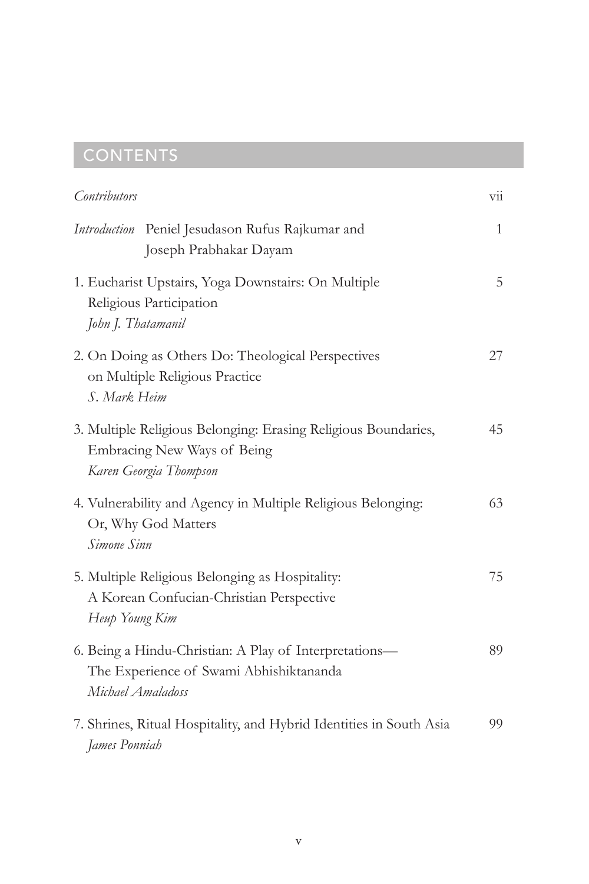# CONTENTS

| | |
|---|---|
| *Contributors* | vii |
| *Introduction* Peniel Jesudason Rufus Rajkumar and Joseph Prabhakar Dayam | 1 |
| 1. Eucharist Upstairs, Yoga Downstairs: On Multiple Religious Participation<br>*John J. Thatamanil* | 5 |
| 2. On Doing as Others Do: Theological Perspectives on Multiple Religious Practice<br>*S. Mark Heim* | 27 |
| 3. Multiple Religious Belonging: Erasing Religious Boundaries, Embracing New Ways of Being<br>*Karen Georgia Thompson* | 45 |
| 4. Vulnerability and Agency in Multiple Religious Belonging: Or, Why God Matters<br>*Simone Sinn* | 63 |
| 5. Multiple Religious Belonging as Hospitality: A Korean Confucian-Christian Perspective<br>*Heup Young Kim* | 75 |
| 6. Being a Hindu-Christian: A Play of Interpretations—The Experience of Swami Abhishiktananda<br>*Michael Amaladoss* | 89 |
| 7. Shrines, Ritual Hospitality, and Hybrid Identities in South Asia<br>*James Ponniah* | 99 |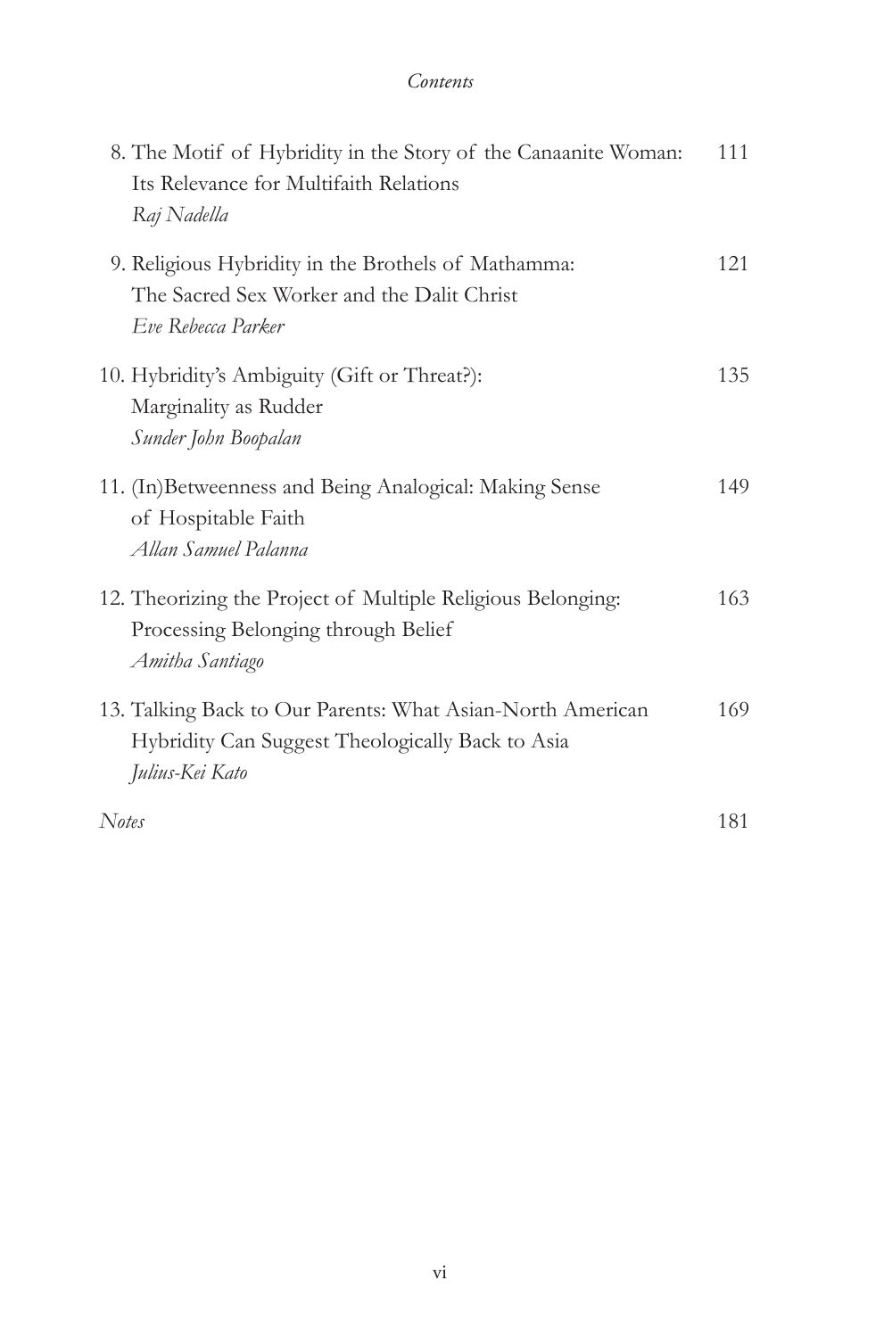8. The Motif of Hybridity in the Story of the Canaanite Woman: Its Relevance for Multifaith Relations — 111
   *Raj Nadella*

9. Religious Hybridity in the Brothels of Mathamma: The Sacred Sex Worker and the Dalit Christ — 121
   *Eve Rebecca Parker*

10. Hybridity's Ambiguity (Gift or Threat?): Marginality as Rudder — 135
    *Sunder John Boopalan*

11. (In)Betweenness and Being Analogical: Making Sense of Hospitable Faith — 149
    *Allan Samuel Palanna*

12. Theorizing the Project of Multiple Religious Belonging: Processing Belonging through Belief — 163
    *Amitha Santiago*

13. Talking Back to Our Parents: What Asian-North American Hybridity Can Suggest Theologically Back to Asia — 169
    *Julius-Kei Kato*

*Notes* — 181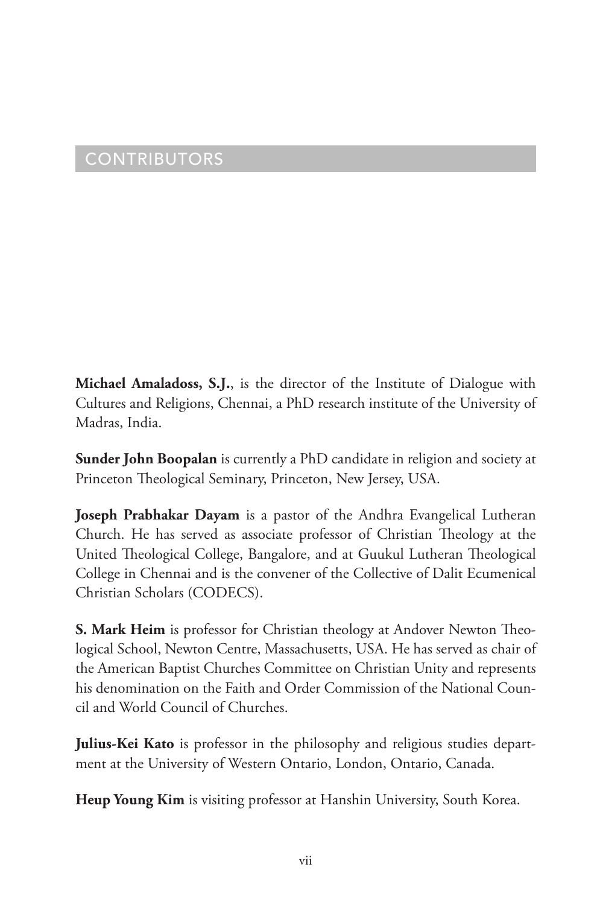# CONTRIBUTORS

**Michael Amaladoss, S.J.**, is the director of the Institute of Dialogue with Cultures and Religions, Chennai, a PhD research institute of the University of Madras, India.

**Sunder John Boopalan** is currently a PhD candidate in religion and society at Princeton Theological Seminary, Princeton, New Jersey, USA.

**Joseph Prabhakar Dayam** is a pastor of the Andhra Evangelical Lutheran Church. He has served as associate professor of Christian Theology at the United Theological College, Bangalore, and at Guukul Lutheran Theological College in Chennai and is the convener of the Collective of Dalit Ecumenical Christian Scholars (CODECS).

**S. Mark Heim** is professor for Christian theology at Andover Newton Theological School, Newton Centre, Massachusetts, USA. He has served as chair of the American Baptist Churches Committee on Christian Unity and represents his denomination on the Faith and Order Commission of the National Council and World Council of Churches.

**Julius-Kei Kato** is professor in the philosophy and religious studies department at the University of Western Ontario, London, Ontario, Canada.

**Heup Young Kim** is visiting professor at Hanshin University, South Korea.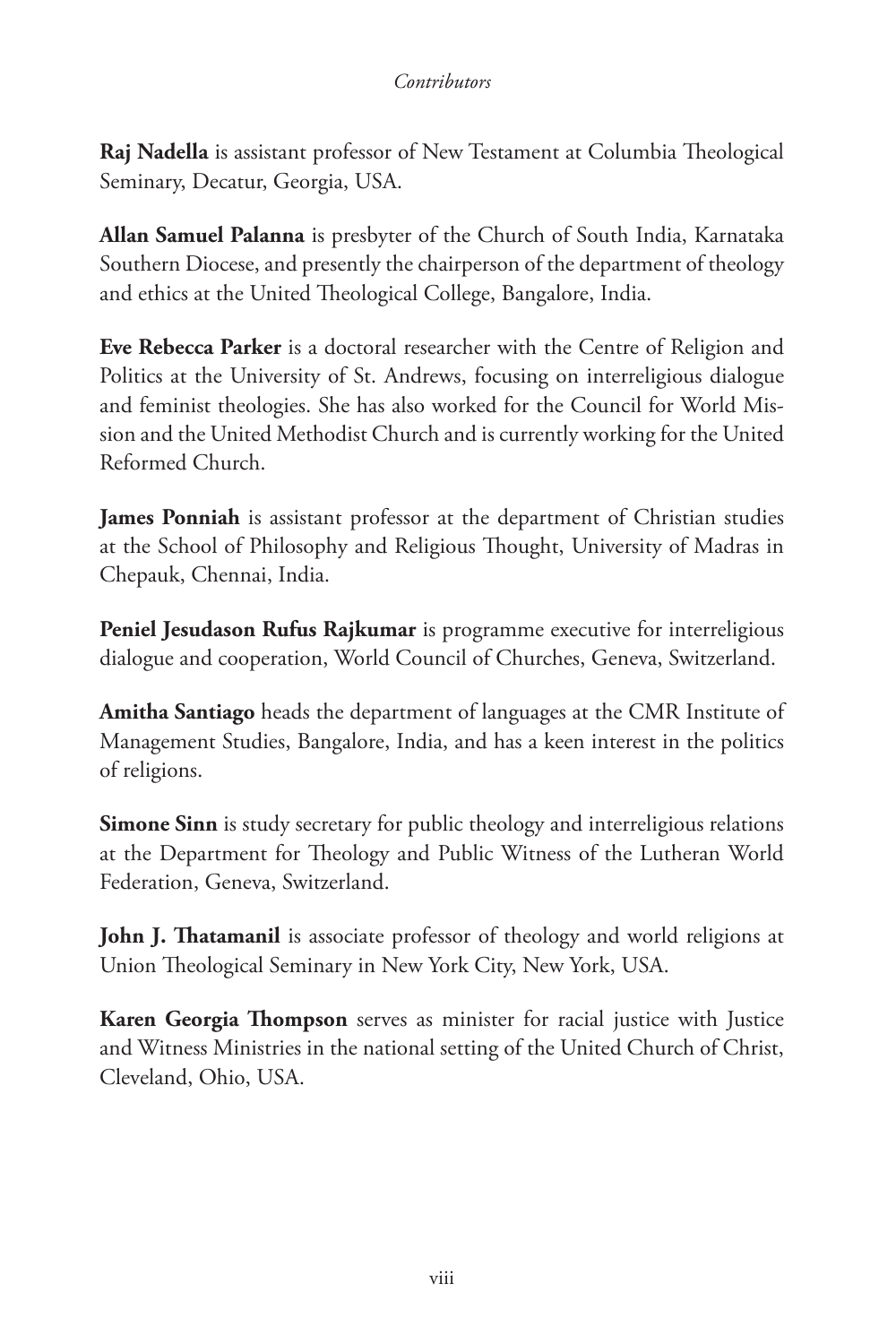**Raj Nadella** is assistant professor of New Testament at Columbia Theological Seminary, Decatur, Georgia, USA.

**Allan Samuel Palanna** is presbyter of the Church of South India, Karnataka Southern Diocese, and presently the chairperson of the department of theology and ethics at the United Theological College, Bangalore, India.

**Eve Rebecca Parker** is a doctoral researcher with the Centre of Religion and Politics at the University of St. Andrews, focusing on interreligious dialogue and feminist theologies. She has also worked for the Council for World Mission and the United Methodist Church and is currently working for the United Reformed Church.

**James Ponniah** is assistant professor at the department of Christian studies at the School of Philosophy and Religious Thought, University of Madras in Chepauk, Chennai, India.

**Peniel Jesudason Rufus Rajkumar** is programme executive for interreligious dialogue and cooperation, World Council of Churches, Geneva, Switzerland.

**Amitha Santiago** heads the department of languages at the CMR Institute of Management Studies, Bangalore, India, and has a keen interest in the politics of religions.

**Simone Sinn** is study secretary for public theology and interreligious relations at the Department for Theology and Public Witness of the Lutheran World Federation, Geneva, Switzerland.

**John J. Thatamanil** is associate professor of theology and world religions at Union Theological Seminary in New York City, New York, USA.

**Karen Georgia Thompson** serves as minister for racial justice with Justice and Witness Ministries in the national setting of the United Church of Christ, Cleveland, Ohio, USA.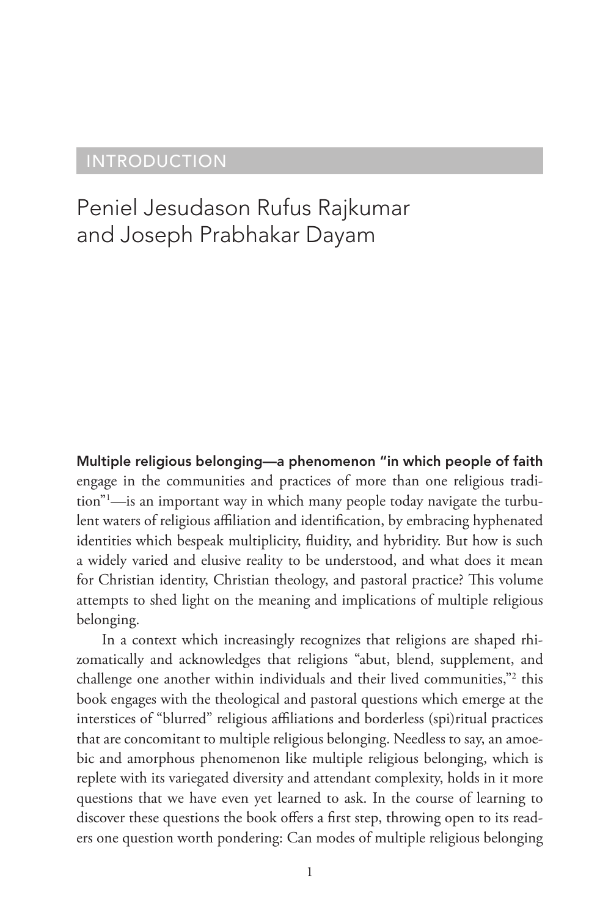# INTRODUCTION

## Peniel Jesudason Rufus Rajkumar and Joseph Prabhakar Dayam

**Multiple religious belonging—a phenomenon "in which people of faith** engage in the communities and practices of more than one religious tradition"[1]—is an important way in which many people today navigate the turbulent waters of religious affiliation and identification, by embracing hyphenated identities which bespeak multiplicity, fluidity, and hybridity. But how is such a widely varied and elusive reality to be understood, and what does it mean for Christian identity, Christian theology, and pastoral practice? This volume attempts to shed light on the meaning and implications of multiple religious belonging.

In a context which increasingly recognizes that religions are shaped rhizomatically and acknowledges that religions "abut, blend, supplement, and challenge one another within individuals and their lived communities,"[2] this book engages with the theological and pastoral questions which emerge at the interstices of "blurred" religious affiliations and borderless (spi)ritual practices that are concomitant to multiple religious belonging. Needless to say, an amoebic and amorphous phenomenon like multiple religious belonging, which is replete with its variegated diversity and attendant complexity, holds in it more questions that we have even yet learned to ask. In the course of learning to discover these questions the book offers a first step, throwing open to its readers one question worth pondering: Can modes of multiple religious belonging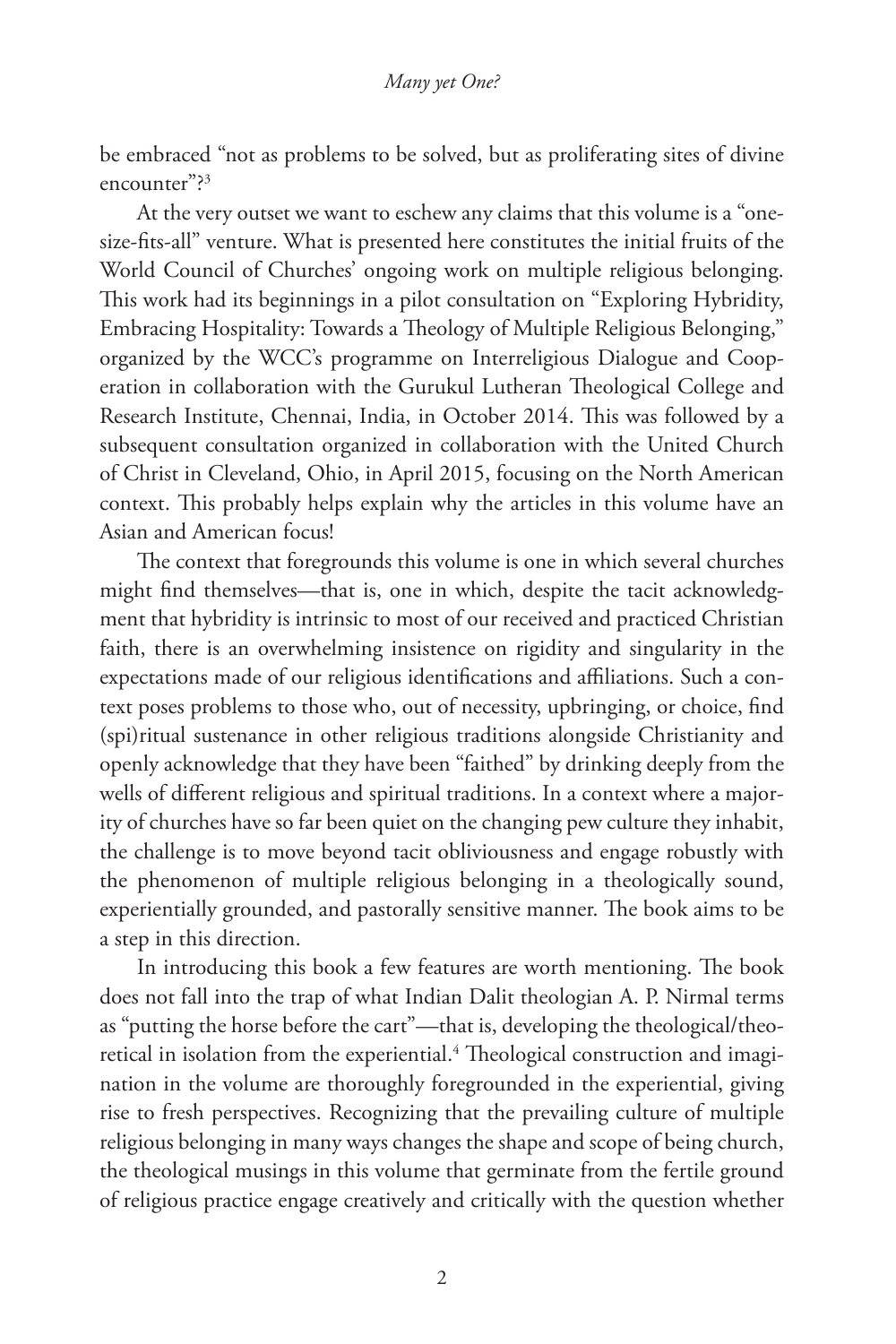be embraced "not as problems to be solved, but as proliferating sites of divine encounter"?[3]

At the very outset we want to eschew any claims that this volume is a "one-size-fits-all" venture. What is presented here constitutes the initial fruits of the World Council of Churches' ongoing work on multiple religious belonging. This work had its beginnings in a pilot consultation on "Exploring Hybridity, Embracing Hospitality: Towards a Theology of Multiple Religious Belonging," organized by the WCC's programme on Interreligious Dialogue and Cooperation in collaboration with the Gurukul Lutheran Theological College and Research Institute, Chennai, India, in October 2014. This was followed by a subsequent consultation organized in collaboration with the United Church of Christ in Cleveland, Ohio, in April 2015, focusing on the North American context. This probably helps explain why the articles in this volume have an Asian and American focus!

The context that foregrounds this volume is one in which several churches might find themselves—that is, one in which, despite the tacit acknowledgment that hybridity is intrinsic to most of our received and practiced Christian faith, there is an overwhelming insistence on rigidity and singularity in the expectations made of our religious identifications and affiliations. Such a context poses problems to those who, out of necessity, upbringing, or choice, find (spi)ritual sustenance in other religious traditions alongside Christianity and openly acknowledge that they have been "faithed" by drinking deeply from the wells of different religious and spiritual traditions. In a context where a majority of churches have so far been quiet on the changing pew culture they inhabit, the challenge is to move beyond tacit obliviousness and engage robustly with the phenomenon of multiple religious belonging in a theologically sound, experientially grounded, and pastorally sensitive manner. The book aims to be a step in this direction.

In introducing this book a few features are worth mentioning. The book does not fall into the trap of what Indian Dalit theologian A. P. Nirmal terms as "putting the horse before the cart"—that is, developing the theological/theoretical in isolation from the experiential.[4] Theological construction and imagination in the volume are thoroughly foregrounded in the experiential, giving rise to fresh perspectives. Recognizing that the prevailing culture of multiple religious belonging in many ways changes the shape and scope of being church, the theological musings in this volume that germinate from the fertile ground of religious practice engage creatively and critically with the question whether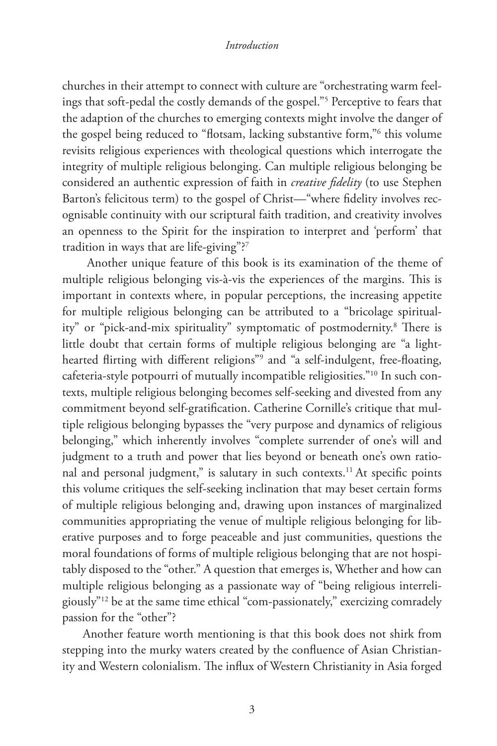churches in their attempt to connect with culture are "orchestrating warm feelings that soft-pedal the costly demands of the gospel."[5] Perceptive to fears that the adaption of the churches to emerging contexts might involve the danger of the gospel being reduced to "flotsam, lacking substantive form,"[6] this volume revisits religious experiences with theological questions which interrogate the integrity of multiple religious belonging. Can multiple religious belonging be considered an authentic expression of faith in *creative fidelity* (to use Stephen Barton's felicitous term) to the gospel of Christ—"where fidelity involves recognisable continuity with our scriptural faith tradition, and creativity involves an openness to the Spirit for the inspiration to interpret and 'perform' that tradition in ways that are life-giving"?[7]

Another unique feature of this book is its examination of the theme of multiple religious belonging vis-à-vis the experiences of the margins. This is important in contexts where, in popular perceptions, the increasing appetite for multiple religious belonging can be attributed to a "bricolage spirituality" or "pick-and-mix spirituality" symptomatic of postmodernity.[8] There is little doubt that certain forms of multiple religious belonging are "a lighthearted flirting with different religions"[9] and "a self-indulgent, free-floating, cafeteria-style potpourri of mutually incompatible religiosities."[10] In such contexts, multiple religious belonging becomes self-seeking and divested from any commitment beyond self-gratification. Catherine Cornille's critique that multiple religious belonging bypasses the "very purpose and dynamics of religious belonging," which inherently involves "complete surrender of one's will and judgment to a truth and power that lies beyond or beneath one's own rational and personal judgment," is salutary in such contexts.[11] At specific points this volume critiques the self-seeking inclination that may beset certain forms of multiple religious belonging and, drawing upon instances of marginalized communities appropriating the venue of multiple religious belonging for liberative purposes and to forge peaceable and just communities, questions the moral foundations of forms of multiple religious belonging that are not hospitably disposed to the "other." A question that emerges is, Whether and how can multiple religious belonging as a passionate way of "being religious interreligiously"[12] be at the same time ethical "com-passionately," exercizing comradely passion for the "other"?

Another feature worth mentioning is that this book does not shirk from stepping into the murky waters created by the confluence of Asian Christianity and Western colonialism. The influx of Western Christianity in Asia forged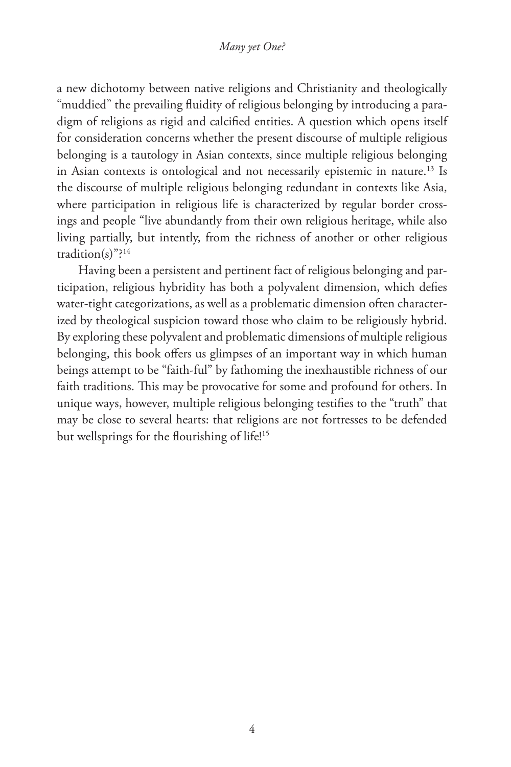a new dichotomy between native religions and Christianity and theologically "muddied" the prevailing fluidity of religious belonging by introducing a paradigm of religions as rigid and calcified entities. A question which opens itself for consideration concerns whether the present discourse of multiple religious belonging is a tautology in Asian contexts, since multiple religious belonging in Asian contexts is ontological and not necessarily epistemic in nature.[13] Is the discourse of multiple religious belonging redundant in contexts like Asia, where participation in religious life is characterized by regular border crossings and people "live abundantly from their own religious heritage, while also living partially, but intently, from the richness of another or other religious tradition(s)"?[14]

Having been a persistent and pertinent fact of religious belonging and participation, religious hybridity has both a polyvalent dimension, which defies water-tight categorizations, as well as a problematic dimension often characterized by theological suspicion toward those who claim to be religiously hybrid. By exploring these polyvalent and problematic dimensions of multiple religious belonging, this book offers us glimpses of an important way in which human beings attempt to be "faith-ful" by fathoming the inexhaustible richness of our faith traditions. This may be provocative for some and profound for others. In unique ways, however, multiple religious belonging testifies to the "truth" that may be close to several hearts: that religions are not fortresses to be defended but wellsprings for the flourishing of life![15]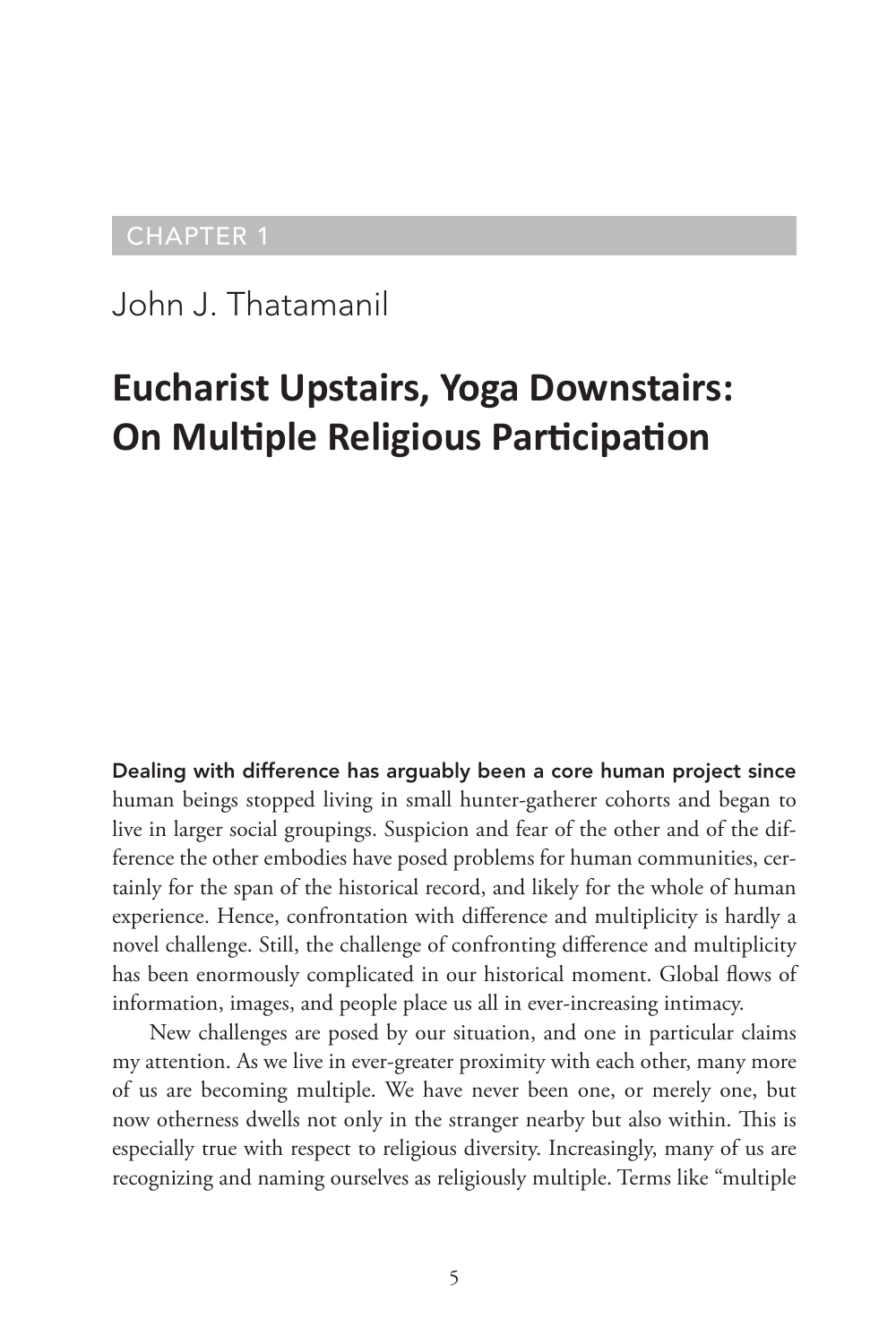CHAPTER 1

John J. Thatamanil

# Eucharist Upstairs, Yoga Downstairs: On Multiple Religious Participation

**Dealing with difference has arguably been a core human project since** human beings stopped living in small hunter-gatherer cohorts and began to live in larger social groupings. Suspicion and fear of the other and of the difference the other embodies have posed problems for human communities, certainly for the span of the historical record, and likely for the whole of human experience. Hence, confrontation with difference and multiplicity is hardly a novel challenge. Still, the challenge of confronting difference and multiplicity has been enormously complicated in our historical moment. Global flows of information, images, and people place us all in ever-increasing intimacy.

New challenges are posed by our situation, and one in particular claims my attention. As we live in ever-greater proximity with each other, many more of us are becoming multiple. We have never been one, or merely one, but now otherness dwells not only in the stranger nearby but also within. This is especially true with respect to religious diversity. Increasingly, many of us are recognizing and naming ourselves as religiously multiple. Terms like "multiple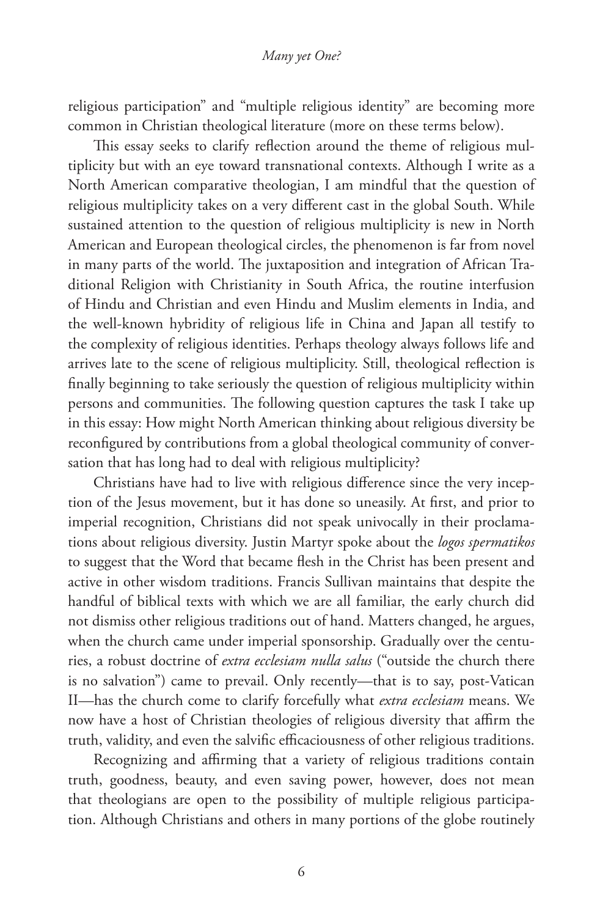religious participation" and "multiple religious identity" are becoming more common in Christian theological literature (more on these terms below).

This essay seeks to clarify reflection around the theme of religious multiplicity but with an eye toward transnational contexts. Although I write as a North American comparative theologian, I am mindful that the question of religious multiplicity takes on a very different cast in the global South. While sustained attention to the question of religious multiplicity is new in North American and European theological circles, the phenomenon is far from novel in many parts of the world. The juxtaposition and integration of African Traditional Religion with Christianity in South Africa, the routine interfusion of Hindu and Christian and even Hindu and Muslim elements in India, and the well-known hybridity of religious life in China and Japan all testify to the complexity of religious identities. Perhaps theology always follows life and arrives late to the scene of religious multiplicity. Still, theological reflection is finally beginning to take seriously the question of religious multiplicity within persons and communities. The following question captures the task I take up in this essay: How might North American thinking about religious diversity be reconfigured by contributions from a global theological community of conversation that has long had to deal with religious multiplicity?

Christians have had to live with religious difference since the very inception of the Jesus movement, but it has done so uneasily. At first, and prior to imperial recognition, Christians did not speak univocally in their proclamations about religious diversity. Justin Martyr spoke about the *logos spermatikos* to suggest that the Word that became flesh in the Christ has been present and active in other wisdom traditions. Francis Sullivan maintains that despite the handful of biblical texts with which we are all familiar, the early church did not dismiss other religious traditions out of hand. Matters changed, he argues, when the church came under imperial sponsorship. Gradually over the centuries, a robust doctrine of *extra ecclesiam nulla salus* ("outside the church there is no salvation") came to prevail. Only recently—that is to say, post-Vatican II—has the church come to clarify forcefully what *extra ecclesiam* means. We now have a host of Christian theologies of religious diversity that affirm the truth, validity, and even the salvific efficaciousness of other religious traditions.

Recognizing and affirming that a variety of religious traditions contain truth, goodness, beauty, and even saving power, however, does not mean that theologians are open to the possibility of multiple religious participation. Although Christians and others in many portions of the globe routinely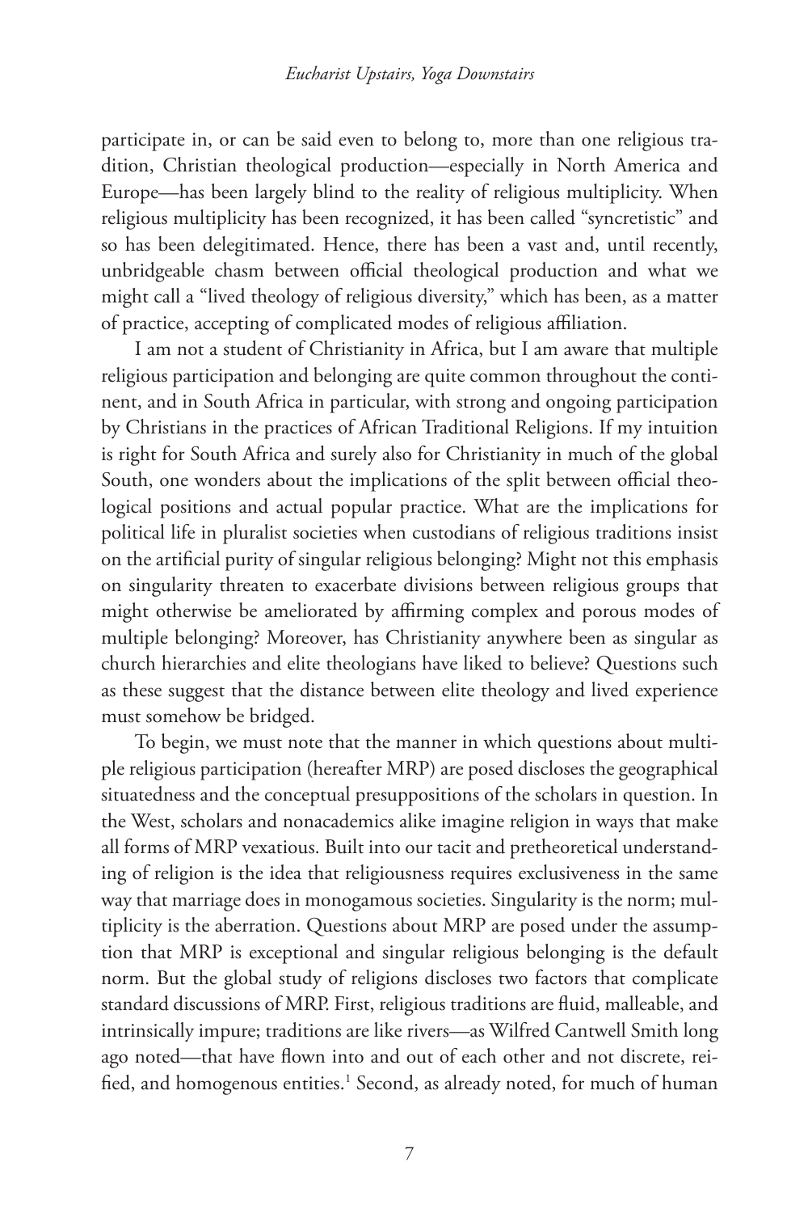participate in, or can be said even to belong to, more than one religious tradition, Christian theological production—especially in North America and Europe—has been largely blind to the reality of religious multiplicity. When religious multiplicity has been recognized, it has been called "syncretistic" and so has been delegitimated. Hence, there has been a vast and, until recently, unbridgeable chasm between official theological production and what we might call a "lived theology of religious diversity," which has been, as a matter of practice, accepting of complicated modes of religious affiliation.

I am not a student of Christianity in Africa, but I am aware that multiple religious participation and belonging are quite common throughout the continent, and in South Africa in particular, with strong and ongoing participation by Christians in the practices of African Traditional Religions. If my intuition is right for South Africa and surely also for Christianity in much of the global South, one wonders about the implications of the split between official theological positions and actual popular practice. What are the implications for political life in pluralist societies when custodians of religious traditions insist on the artificial purity of singular religious belonging? Might not this emphasis on singularity threaten to exacerbate divisions between religious groups that might otherwise be ameliorated by affirming complex and porous modes of multiple belonging? Moreover, has Christianity anywhere been as singular as church hierarchies and elite theologians have liked to believe? Questions such as these suggest that the distance between elite theology and lived experience must somehow be bridged.

To begin, we must note that the manner in which questions about multiple religious participation (hereafter MRP) are posed discloses the geographical situatedness and the conceptual presuppositions of the scholars in question. In the West, scholars and nonacademics alike imagine religion in ways that make all forms of MRP vexatious. Built into our tacit and pretheoretical understanding of religion is the idea that religiousness requires exclusiveness in the same way that marriage does in monogamous societies. Singularity is the norm; multiplicity is the aberration. Questions about MRP are posed under the assumption that MRP is exceptional and singular religious belonging is the default norm. But the global study of religions discloses two factors that complicate standard discussions of MRP. First, religious traditions are fluid, malleable, and intrinsically impure; traditions are like rivers—as Wilfred Cantwell Smith long ago noted—that have flown into and out of each other and not discrete, reified, and homogenous entities.[1] Second, as already noted, for much of human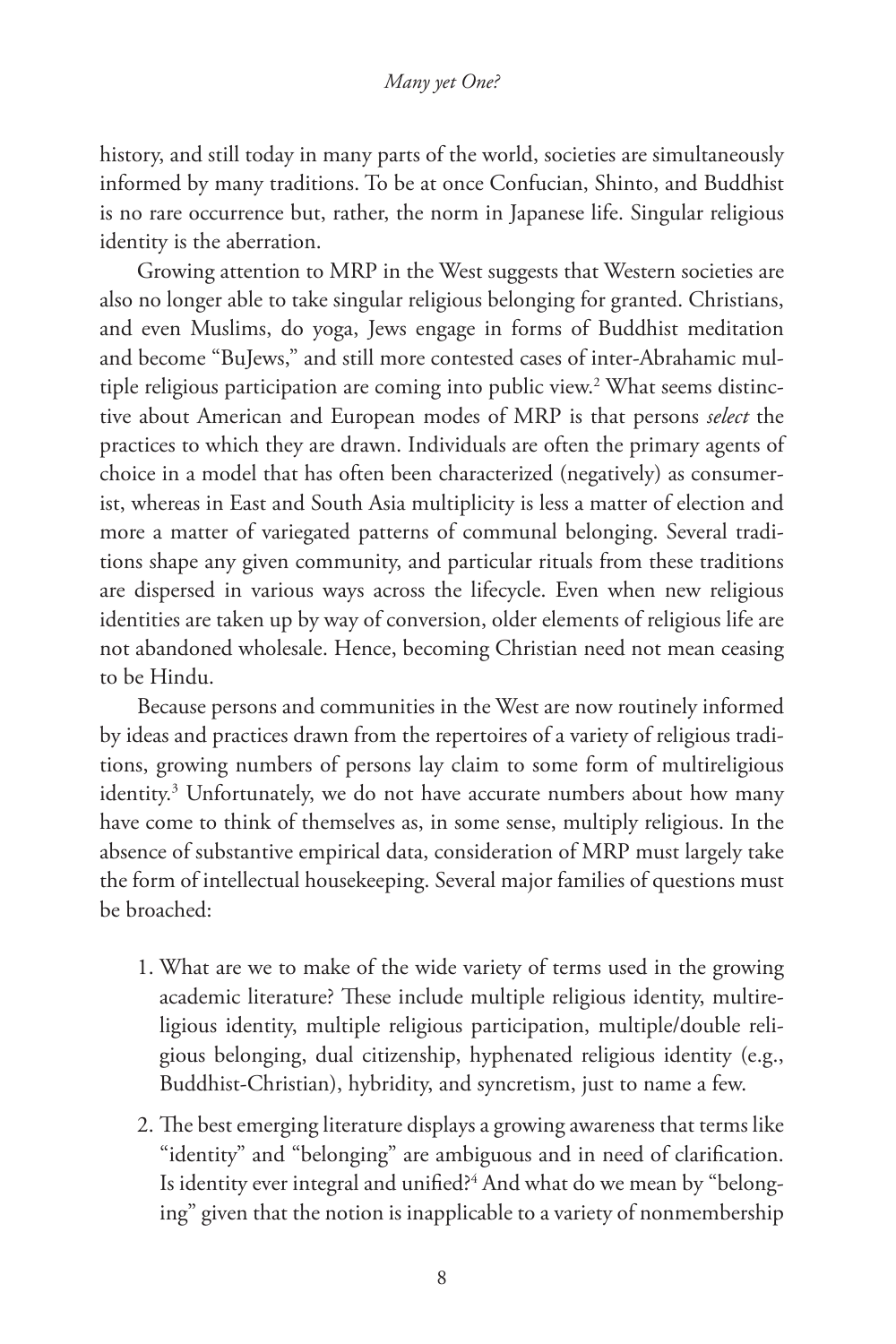history, and still today in many parts of the world, societies are simultaneously informed by many traditions. To be at once Confucian, Shinto, and Buddhist is no rare occurrence but, rather, the norm in Japanese life. Singular religious identity is the aberration.

Growing attention to MRP in the West suggests that Western societies are also no longer able to take singular religious belonging for granted. Christians, and even Muslims, do yoga, Jews engage in forms of Buddhist meditation and become "BuJews," and still more contested cases of inter-Abrahamic multiple religious participation are coming into public view.[2] What seems distinctive about American and European modes of MRP is that persons *select* the practices to which they are drawn. Individuals are often the primary agents of choice in a model that has often been characterized (negatively) as consumerist, whereas in East and South Asia multiplicity is less a matter of election and more a matter of variegated patterns of communal belonging. Several traditions shape any given community, and particular rituals from these traditions are dispersed in various ways across the lifecycle. Even when new religious identities are taken up by way of conversion, older elements of religious life are not abandoned wholesale. Hence, becoming Christian need not mean ceasing to be Hindu.

Because persons and communities in the West are now routinely informed by ideas and practices drawn from the repertoires of a variety of religious traditions, growing numbers of persons lay claim to some form of multireligious identity.[3] Unfortunately, we do not have accurate numbers about how many have come to think of themselves as, in some sense, multiply religious. In the absence of substantive empirical data, consideration of MRP must largely take the form of intellectual housekeeping. Several major families of questions must be broached:

1. What are we to make of the wide variety of terms used in the growing academic literature? These include multiple religious identity, multireligious identity, multiple religious participation, multiple/double religious belonging, dual citizenship, hyphenated religious identity (e.g., Buddhist-Christian), hybridity, and syncretism, just to name a few.
2. The best emerging literature displays a growing awareness that terms like "identity" and "belonging" are ambiguous and in need of clarification. Is identity ever integral and unified?[4] And what do we mean by "belonging" given that the notion is inapplicable to a variety of nonmembership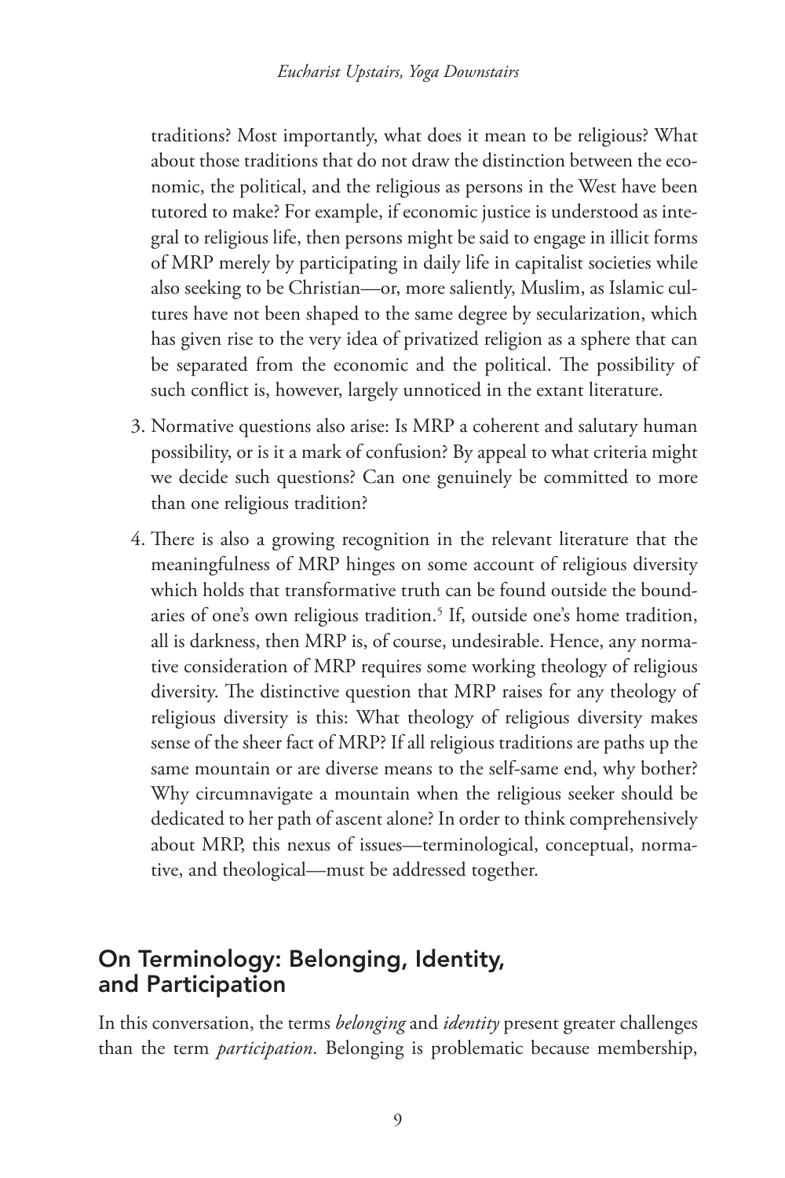traditions? Most importantly, what does it mean to be religious? What about those traditions that do not draw the distinction between the economic, the political, and the religious as persons in the West have been tutored to make? For example, if economic justice is understood as integral to religious life, then persons might be said to engage in illicit forms of MRP merely by participating in daily life in capitalist societies while also seeking to be Christian—or, more saliently, Muslim, as Islamic cultures have not been shaped to the same degree by secularization, which has given rise to the very idea of privatized religion as a sphere that can be separated from the economic and the political. The possibility of such conflict is, however, largely unnoticed in the extant literature.

3. Normative questions also arise: Is MRP a coherent and salutary human possibility, or is it a mark of confusion? By appeal to what criteria might we decide such questions? Can one genuinely be committed to more than one religious tradition?

4. There is also a growing recognition in the relevant literature that the meaningfulness of MRP hinges on some account of religious diversity which holds that transformative truth can be found outside the boundaries of one's own religious tradition.[5] If, outside one's home tradition, all is darkness, then MRP is, of course, undesirable. Hence, any normative consideration of MRP requires some working theology of religious diversity. The distinctive question that MRP raises for any theology of religious diversity is this: What theology of religious diversity makes sense of the sheer fact of MRP? If all religious traditions are paths up the same mountain or are diverse means to the self-same end, why bother? Why circumnavigate a mountain when the religious seeker should be dedicated to her path of ascent alone? In order to think comprehensively about MRP, this nexus of issues—terminological, conceptual, normative, and theological—must be addressed together.

## On Terminology: Belonging, Identity, and Participation

In this conversation, the terms *belonging* and *identity* present greater challenges than the term *participation*. Belonging is problematic because membership,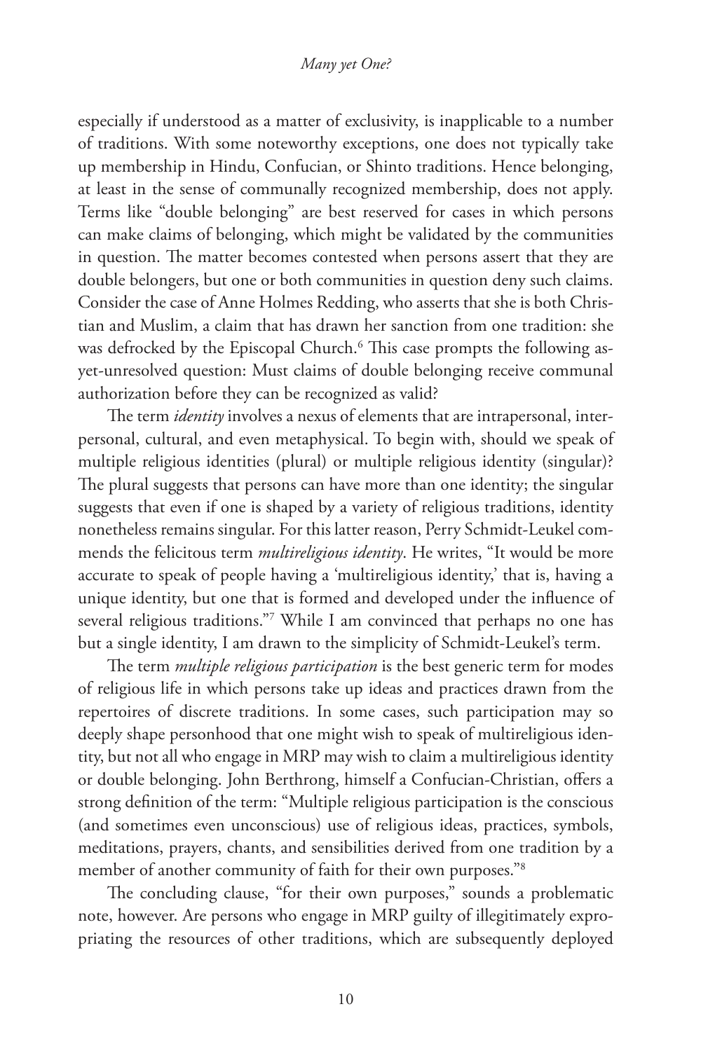especially if understood as a matter of exclusivity, is inapplicable to a number of traditions. With some noteworthy exceptions, one does not typically take up membership in Hindu, Confucian, or Shinto traditions. Hence belonging, at least in the sense of communally recognized membership, does not apply. Terms like "double belonging" are best reserved for cases in which persons can make claims of belonging, which might be validated by the communities in question. The matter becomes contested when persons assert that they are double belongers, but one or both communities in question deny such claims. Consider the case of Anne Holmes Redding, who asserts that she is both Christian and Muslim, a claim that has drawn her sanction from one tradition: she was defrocked by the Episcopal Church.[6] This case prompts the following as-yet-unresolved question: Must claims of double belonging receive communal authorization before they can be recognized as valid?

The term *identity* involves a nexus of elements that are intrapersonal, interpersonal, cultural, and even metaphysical. To begin with, should we speak of multiple religious identities (plural) or multiple religious identity (singular)? The plural suggests that persons can have more than one identity; the singular suggests that even if one is shaped by a variety of religious traditions, identity nonetheless remains singular. For this latter reason, Perry Schmidt-Leukel commends the felicitous term *multireligious identity*. He writes, "It would be more accurate to speak of people having a 'multireligious identity,' that is, having a unique identity, but one that is formed and developed under the influence of several religious traditions."[7] While I am convinced that perhaps no one has but a single identity, I am drawn to the simplicity of Schmidt-Leukel's term.

The term *multiple religious participation* is the best generic term for modes of religious life in which persons take up ideas and practices drawn from the repertoires of discrete traditions. In some cases, such participation may so deeply shape personhood that one might wish to speak of multireligious identity, but not all who engage in MRP may wish to claim a multireligious identity or double belonging. John Berthrong, himself a Confucian-Christian, offers a strong definition of the term: "Multiple religious participation is the conscious (and sometimes even unconscious) use of religious ideas, practices, symbols, meditations, prayers, chants, and sensibilities derived from one tradition by a member of another community of faith for their own purposes."[8]

The concluding clause, "for their own purposes," sounds a problematic note, however. Are persons who engage in MRP guilty of illegitimately expropriating the resources of other traditions, which are subsequently deployed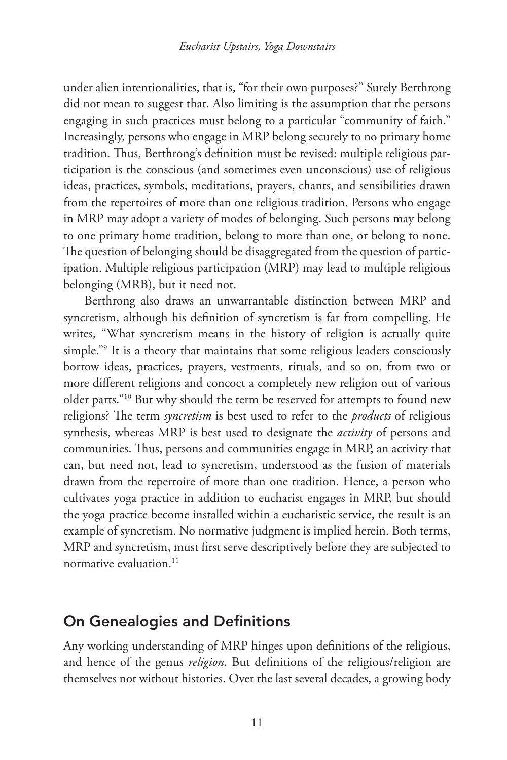under alien intentionalities, that is, "for their own purposes?" Surely Berthrong did not mean to suggest that. Also limiting is the assumption that the persons engaging in such practices must belong to a particular "community of faith." Increasingly, persons who engage in MRP belong securely to no primary home tradition. Thus, Berthrong's definition must be revised: multiple religious participation is the conscious (and sometimes even unconscious) use of religious ideas, practices, symbols, meditations, prayers, chants, and sensibilities drawn from the repertoires of more than one religious tradition. Persons who engage in MRP may adopt a variety of modes of belonging. Such persons may belong to one primary home tradition, belong to more than one, or belong to none. The question of belonging should be disaggregated from the question of participation. Multiple religious participation (MRP) may lead to multiple religious belonging (MRB), but it need not.

Berthrong also draws an unwarrantable distinction between MRP and syncretism, although his definition of syncretism is far from compelling. He writes, "What syncretism means in the history of religion is actually quite simple."[9] It is a theory that maintains that some religious leaders consciously borrow ideas, practices, prayers, vestments, rituals, and so on, from two or more different religions and concoct a completely new religion out of various older parts."[10] But why should the term be reserved for attempts to found new religions? The term *syncretism* is best used to refer to the *products* of religious synthesis, whereas MRP is best used to designate the *activity* of persons and communities. Thus, persons and communities engage in MRP, an activity that can, but need not, lead to syncretism, understood as the fusion of materials drawn from the repertoire of more than one tradition. Hence, a person who cultivates yoga practice in addition to eucharist engages in MRP, but should the yoga practice become installed within a eucharistic service, the result is an example of syncretism. No normative judgment is implied herein. Both terms, MRP and syncretism, must first serve descriptively before they are subjected to normative evaluation.[11]

## On Genealogies and Definitions

Any working understanding of MRP hinges upon definitions of the religious, and hence of the genus *religion*. But definitions of the religious/religion are themselves not without histories. Over the last several decades, a growing body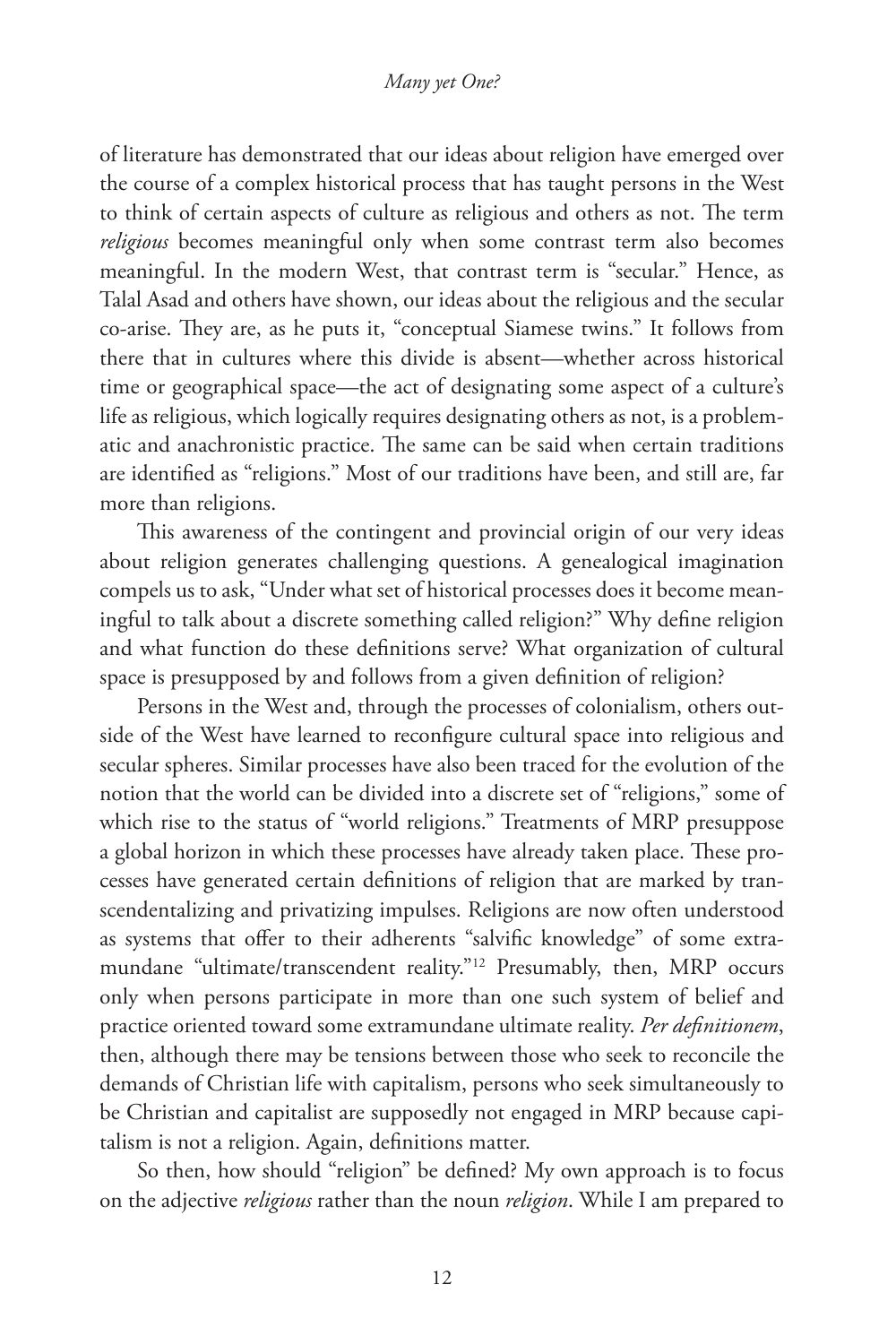of literature has demonstrated that our ideas about religion have emerged over the course of a complex historical process that has taught persons in the West to think of certain aspects of culture as religious and others as not. The term *religious* becomes meaningful only when some contrast term also becomes meaningful. In the modern West, that contrast term is "secular." Hence, as Talal Asad and others have shown, our ideas about the religious and the secular co-arise. They are, as he puts it, "conceptual Siamese twins." It follows from there that in cultures where this divide is absent—whether across historical time or geographical space—the act of designating some aspect of a culture's life as religious, which logically requires designating others as not, is a problematic and anachronistic practice. The same can be said when certain traditions are identified as "religions." Most of our traditions have been, and still are, far more than religions.

This awareness of the contingent and provincial origin of our very ideas about religion generates challenging questions. A genealogical imagination compels us to ask, "Under what set of historical processes does it become meaningful to talk about a discrete something called religion?" Why define religion and what function do these definitions serve? What organization of cultural space is presupposed by and follows from a given definition of religion?

Persons in the West and, through the processes of colonialism, others outside of the West have learned to reconfigure cultural space into religious and secular spheres. Similar processes have also been traced for the evolution of the notion that the world can be divided into a discrete set of "religions," some of which rise to the status of "world religions." Treatments of MRP presuppose a global horizon in which these processes have already taken place. These processes have generated certain definitions of religion that are marked by transcendentalizing and privatizing impulses. Religions are now often understood as systems that offer to their adherents "salvific knowledge" of some extramundane "ultimate/transcendent reality."[12] Presumably, then, MRP occurs only when persons participate in more than one such system of belief and practice oriented toward some extramundane ultimate reality. *Per definitionem*, then, although there may be tensions between those who seek to reconcile the demands of Christian life with capitalism, persons who seek simultaneously to be Christian and capitalist are supposedly not engaged in MRP because capitalism is not a religion. Again, definitions matter.

So then, how should "religion" be defined? My own approach is to focus on the adjective *religious* rather than the noun *religion*. While I am prepared to